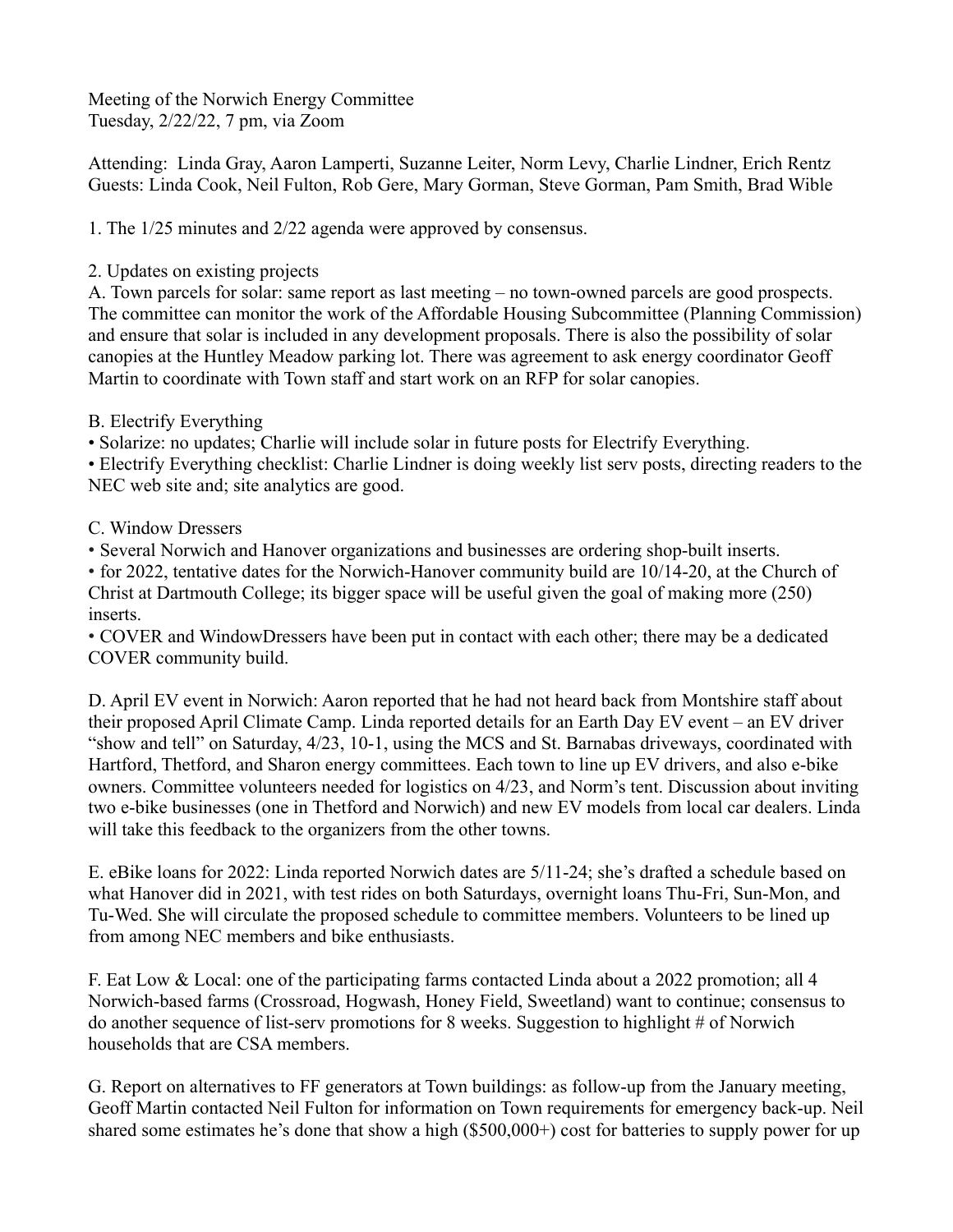Meeting of the Norwich Energy Committee
Tuesday, 2/22/22, 7 pm, via Zoom

Attending: Linda Gray, Aaron Lamperti, Suzanne Leiter, Norm Levy, Charlie Lindner, Erich Rentz
Guests: Linda Cook, Neil Fulton, Rob Gere, Mary Gorman, Steve Gorman, Pam Smith, Brad Wible

1. The 1/25 minutes and 2/22 agenda were approved by consensus.

2. Updates on existing projects

A. Town parcels for solar: same report as last meeting – no town-owned parcels are good prospects. The committee can monitor the work of the Affordable Housing Subcommittee (Planning Commission) and ensure that solar is included in any development proposals. There is also the possibility of solar canopies at the Huntley Meadow parking lot. There was agreement to ask energy coordinator Geoff Martin to coordinate with Town staff and start work on an RFP for solar canopies.

B. Electrify Everything

- Solarize: no updates; Charlie will include solar in future posts for Electrify Everything.
- Electrify Everything checklist: Charlie Lindner is doing weekly list serv posts, directing readers to the NEC web site and; site analytics are good.

C. Window Dressers

- Several Norwich and Hanover organizations and businesses are ordering shop-built inserts.
- for 2022, tentative dates for the Norwich-Hanover community build are 10/14-20, at the Church of Christ at Dartmouth College; its bigger space will be useful given the goal of making more (250) inserts.
- COVER and WindowDressers have been put in contact with each other; there may be a dedicated COVER community build.

D. April EV event in Norwich: Aaron reported that he had not heard back from Montshire staff about their proposed April Climate Camp. Linda reported details for an Earth Day EV event – an EV driver "show and tell" on Saturday, 4/23, 10-1, using the MCS and St. Barnabas driveways, coordinated with Hartford, Thetford, and Sharon energy committees. Each town to line up EV drivers, and also e-bike owners. Committee volunteers needed for logistics on 4/23, and Norm's tent. Discussion about inviting two e-bike businesses (one in Thetford and Norwich) and new EV models from local car dealers. Linda will take this feedback to the organizers from the other towns.

E. eBike loans for 2022: Linda reported Norwich dates are 5/11-24; she's drafted a schedule based on what Hanover did in 2021, with test rides on both Saturdays, overnight loans Thu-Fri, Sun-Mon, and Tu-Wed. She will circulate the proposed schedule to committee members. Volunteers to be lined up from among NEC members and bike enthusiasts.

F. Eat Low & Local: one of the participating farms contacted Linda about a 2022 promotion; all 4 Norwich-based farms (Crossroad, Hogwash, Honey Field, Sweetland) want to continue; consensus to do another sequence of list-serv promotions for 8 weeks. Suggestion to highlight # of Norwich households that are CSA members.

G. Report on alternatives to FF generators at Town buildings: as follow-up from the January meeting, Geoff Martin contacted Neil Fulton for information on Town requirements for emergency back-up. Neil shared some estimates he's done that show a high ($500,000+) cost for batteries to supply power for up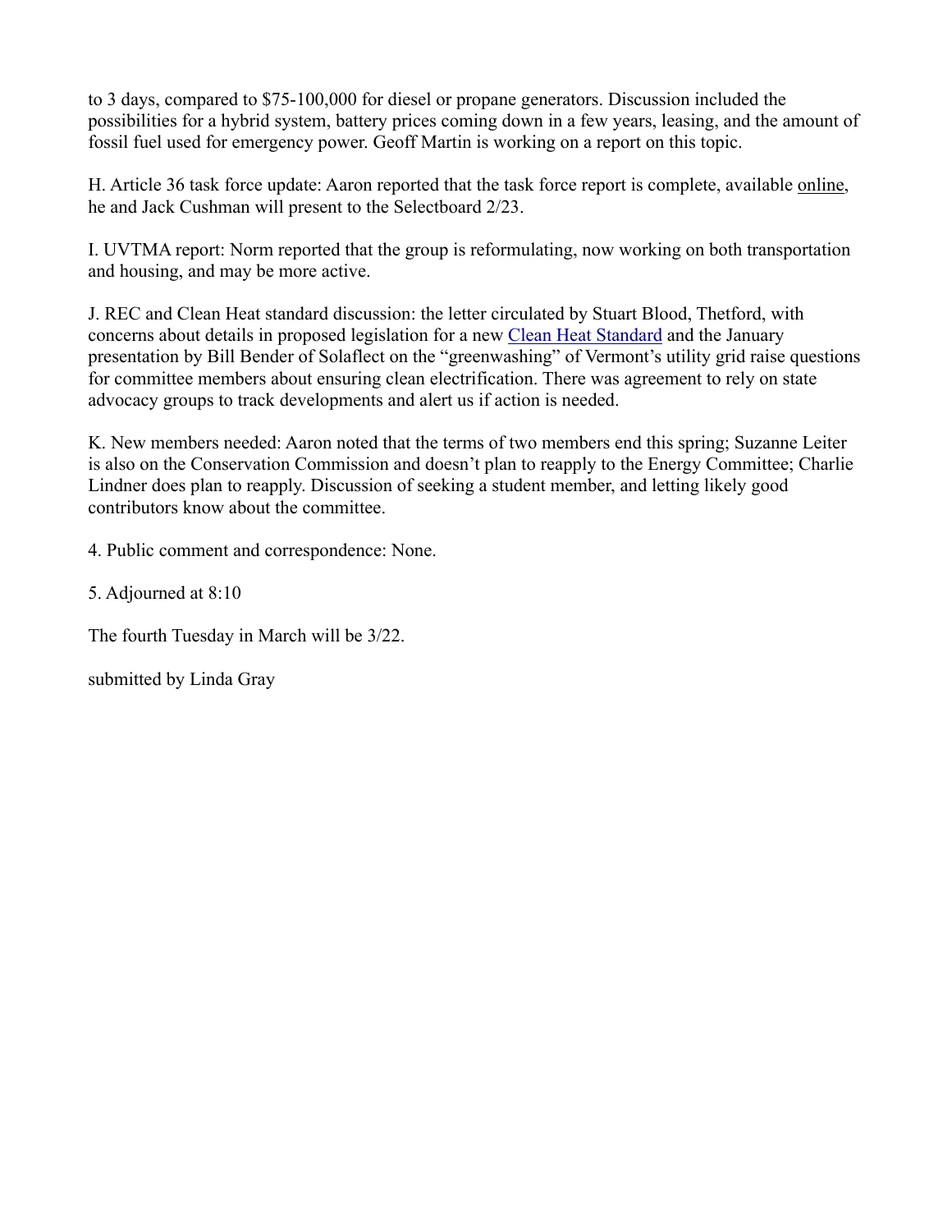to 3 days, compared to $75-100,000 for diesel or propane generators. Discussion included the possibilities for a hybrid system, battery prices coming down in a few years, leasing, and the amount of fossil fuel used for emergency power. Geoff Martin is working on a report on this topic.

H. Article 36 task force update: Aaron reported that the task force report is complete, available online, he and Jack Cushman will present to the Selectboard 2/23.

I. UVTMA report: Norm reported that the group is reformulating, now working on both transportation and housing, and may be more active.

J. REC and Clean Heat standard discussion: the letter circulated by Stuart Blood, Thetford, with concerns about details in proposed legislation for a new Clean Heat Standard and the January presentation by Bill Bender of Solaflect on the "greenwashing" of Vermont's utility grid raise questions for committee members about ensuring clean electrification. There was agreement to rely on state advocacy groups to track developments and alert us if action is needed.

K. New members needed: Aaron noted that the terms of two members end this spring; Suzanne Leiter is also on the Conservation Commission and doesn't plan to reapply to the Energy Committee; Charlie Lindner does plan to reapply. Discussion of seeking a student member, and letting likely good contributors know about the committee.

4. Public comment and correspondence: None.

5. Adjourned at 8:10

The fourth Tuesday in March will be 3/22.

submitted by Linda Gray